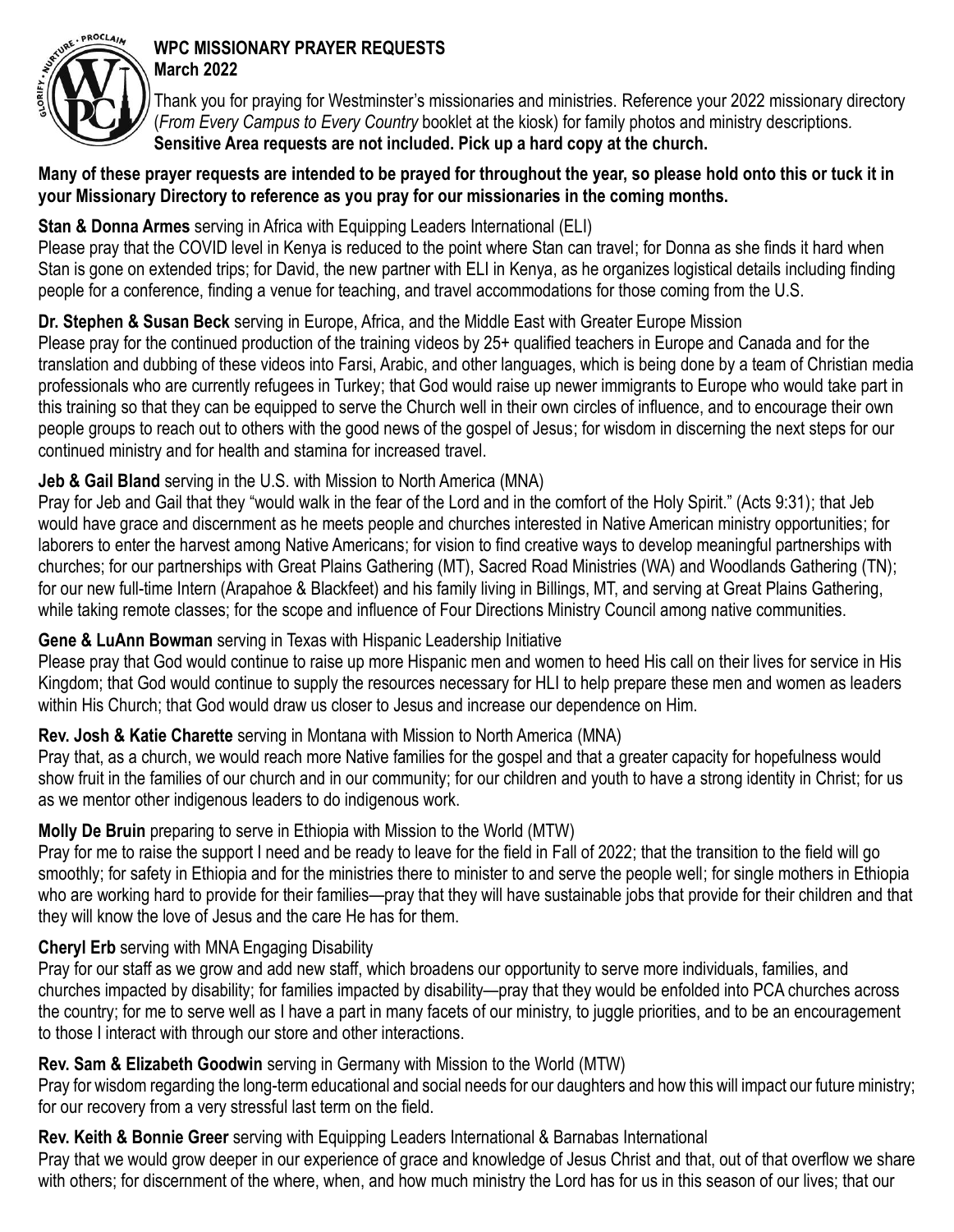# WPC MISSIONARY PRAYER REQUESTS
## March 2022

Thank you for praying for Westminster's missionaries and ministries. Reference your 2022 missionary directory (*From Every Campus to Every Country* booklet at the kiosk) for family photos and ministry descriptions. **Sensitive Area requests are not included. Pick up a hard copy at the church.**

**Many of these prayer requests are intended to be prayed for throughout the year, so please hold onto this or tuck it in your Missionary Directory to reference as you pray for our missionaries in the coming months.**

**Stan & Donna Armes** serving in Africa with Equipping Leaders International (ELI)
Please pray that the COVID level in Kenya is reduced to the point where Stan can travel; for Donna as she finds it hard when Stan is gone on extended trips; for David, the new partner with ELI in Kenya, as he organizes logistical details including finding people for a conference, finding a venue for teaching, and travel accommodations for those coming from the U.S.

**Dr. Stephen & Susan Beck** serving in Europe, Africa, and the Middle East with Greater Europe Mission
Please pray for the continued production of the training videos by 25+ qualified teachers in Europe and Canada and for the translation and dubbing of these videos into Farsi, Arabic, and other languages, which is being done by a team of Christian media professionals who are currently refugees in Turkey; that God would raise up newer immigrants to Europe who would take part in this training so that they can be equipped to serve the Church well in their own circles of influence, and to encourage their own people groups to reach out to others with the good news of the gospel of Jesus; for wisdom in discerning the next steps for our continued ministry and for health and stamina for increased travel.

**Jeb & Gail Bland** serving in the U.S. with Mission to North America (MNA)
Pray for Jeb and Gail that they "would walk in the fear of the Lord and in the comfort of the Holy Spirit." (Acts 9:31); that Jeb would have grace and discernment as he meets people and churches interested in Native American ministry opportunities; for laborers to enter the harvest among Native Americans; for vision to find creative ways to develop meaningful partnerships with churches; for our partnerships with Great Plains Gathering (MT), Sacred Road Ministries (WA) and Woodlands Gathering (TN); for our new full-time Intern (Arapahoe & Blackfeet) and his family living in Billings, MT, and serving at Great Plains Gathering, while taking remote classes; for the scope and influence of Four Directions Ministry Council among native communities.

**Gene & LuAnn Bowman** serving in Texas with Hispanic Leadership Initiative
Please pray that God would continue to raise up more Hispanic men and women to heed His call on their lives for service in His Kingdom; that God would continue to supply the resources necessary for HLI to help prepare these men and women as leaders within His Church; that God would draw us closer to Jesus and increase our dependence on Him.

**Rev. Josh & Katie Charette** serving in Montana with Mission to North America (MNA)
Pray that, as a church, we would reach more Native families for the gospel and that a greater capacity for hopefulness would show fruit in the families of our church and in our community; for our children and youth to have a strong identity in Christ; for us as we mentor other indigenous leaders to do indigenous work.

**Molly De Bruin** preparing to serve in Ethiopia with Mission to the World (MTW)
Pray for me to raise the support I need and be ready to leave for the field in Fall of 2022; that the transition to the field will go smoothly; for safety in Ethiopia and for the ministries there to minister to and serve the people well; for single mothers in Ethiopia who are working hard to provide for their families—pray that they will have sustainable jobs that provide for their children and that they will know the love of Jesus and the care He has for them.

**Cheryl Erb** serving with MNA Engaging Disability
Pray for our staff as we grow and add new staff, which broadens our opportunity to serve more individuals, families, and churches impacted by disability; for families impacted by disability—pray that they would be enfolded into PCA churches across the country; for me to serve well as I have a part in many facets of our ministry, to juggle priorities, and to be an encouragement to those I interact with through our store and other interactions.

**Rev. Sam & Elizabeth Goodwin** serving in Germany with Mission to the World (MTW)
Pray for wisdom regarding the long-term educational and social needs for our daughters and how this will impact our future ministry; for our recovery from a very stressful last term on the field.

**Rev. Keith & Bonnie Greer** serving with Equipping Leaders International & Barnabas International
Pray that we would grow deeper in our experience of grace and knowledge of Jesus Christ and that, out of that overflow we share with others; for discernment of the where, when, and how much ministry the Lord has for us in this season of our lives; that our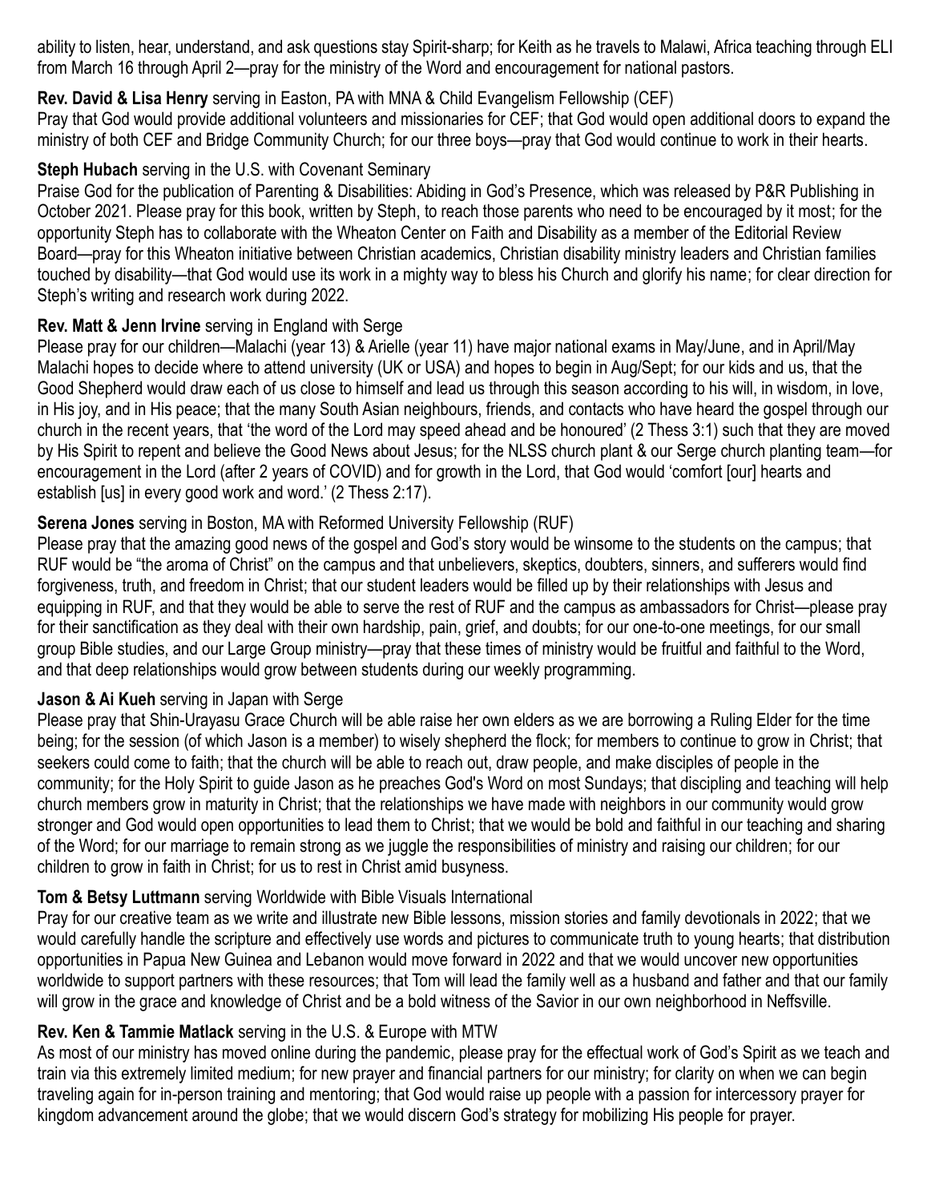ability to listen, hear, understand, and ask questions stay Spirit-sharp; for Keith as he travels to Malawi, Africa teaching through ELI from March 16 through April 2—pray for the ministry of the Word and encouragement for national pastors.

**Rev. David & Lisa Henry** serving in Easton, PA with MNA & Child Evangelism Fellowship (CEF)
Pray that God would provide additional volunteers and missionaries for CEF; that God would open additional doors to expand the ministry of both CEF and Bridge Community Church; for our three boys—pray that God would continue to work in their hearts.

**Steph Hubach** serving in the U.S. with Covenant Seminary
Praise God for the publication of Parenting & Disabilities: Abiding in God's Presence, which was released by P&R Publishing in October 2021. Please pray for this book, written by Steph, to reach those parents who need to be encouraged by it most; for the opportunity Steph has to collaborate with the Wheaton Center on Faith and Disability as a member of the Editorial Review Board—pray for this Wheaton initiative between Christian academics, Christian disability ministry leaders and Christian families touched by disability—that God would use its work in a mighty way to bless his Church and glorify his name; for clear direction for Steph's writing and research work during 2022.

**Rev. Matt & Jenn Irvine** serving in England with Serge
Please pray for our children—Malachi (year 13) & Arielle (year 11) have major national exams in May/June, and in April/May Malachi hopes to decide where to attend university (UK or USA) and hopes to begin in Aug/Sept; for our kids and us, that the Good Shepherd would draw each of us close to himself and lead us through this season according to his will, in wisdom, in love, in His joy, and in His peace; that the many South Asian neighbours, friends, and contacts who have heard the gospel through our church in the recent years, that 'the word of the Lord may speed ahead and be honoured' (2 Thess 3:1) such that they are moved by His Spirit to repent and believe the Good News about Jesus; for the NLSS church plant & our Serge church planting team—for encouragement in the Lord (after 2 years of COVID) and for growth in the Lord, that God would 'comfort [our] hearts and establish [us] in every good work and word.' (2 Thess 2:17).

**Serena Jones** serving in Boston, MA with Reformed University Fellowship (RUF)
Please pray that the amazing good news of the gospel and God's story would be winsome to the students on the campus; that RUF would be "the aroma of Christ" on the campus and that unbelievers, skeptics, doubters, sinners, and sufferers would find forgiveness, truth, and freedom in Christ; that our student leaders would be filled up by their relationships with Jesus and equipping in RUF, and that they would be able to serve the rest of RUF and the campus as ambassadors for Christ—please pray for their sanctification as they deal with their own hardship, pain, grief, and doubts; for our one-to-one meetings, for our small group Bible studies, and our Large Group ministry—pray that these times of ministry would be fruitful and faithful to the Word, and that deep relationships would grow between students during our weekly programming.

**Jason & Ai Kueh** serving in Japan with Serge
Please pray that Shin-Urayasu Grace Church will be able raise her own elders as we are borrowing a Ruling Elder for the time being; for the session (of which Jason is a member) to wisely shepherd the flock; for members to continue to grow in Christ; that seekers could come to faith; that the church will be able to reach out, draw people, and make disciples of people in the community; for the Holy Spirit to guide Jason as he preaches God's Word on most Sundays; that discipling and teaching will help church members grow in maturity in Christ; that the relationships we have made with neighbors in our community would grow stronger and God would open opportunities to lead them to Christ; that we would be bold and faithful in our teaching and sharing of the Word; for our marriage to remain strong as we juggle the responsibilities of ministry and raising our children; for our children to grow in faith in Christ; for us to rest in Christ amid busyness.

**Tom & Betsy Luttmann** serving Worldwide with Bible Visuals International
Pray for our creative team as we write and illustrate new Bible lessons, mission stories and family devotionals in 2022; that we would carefully handle the scripture and effectively use words and pictures to communicate truth to young hearts; that distribution opportunities in Papua New Guinea and Lebanon would move forward in 2022 and that we would uncover new opportunities worldwide to support partners with these resources; that Tom will lead the family well as a husband and father and that our family will grow in the grace and knowledge of Christ and be a bold witness of the Savior in our own neighborhood in Neffsville.

**Rev. Ken & Tammie Matlack** serving in the U.S. & Europe with MTW
As most of our ministry has moved online during the pandemic, please pray for the effectual work of God's Spirit as we teach and train via this extremely limited medium; for new prayer and financial partners for our ministry; for clarity on when we can begin traveling again for in-person training and mentoring; that God would raise up people with a passion for intercessory prayer for kingdom advancement around the globe; that we would discern God's strategy for mobilizing His people for prayer.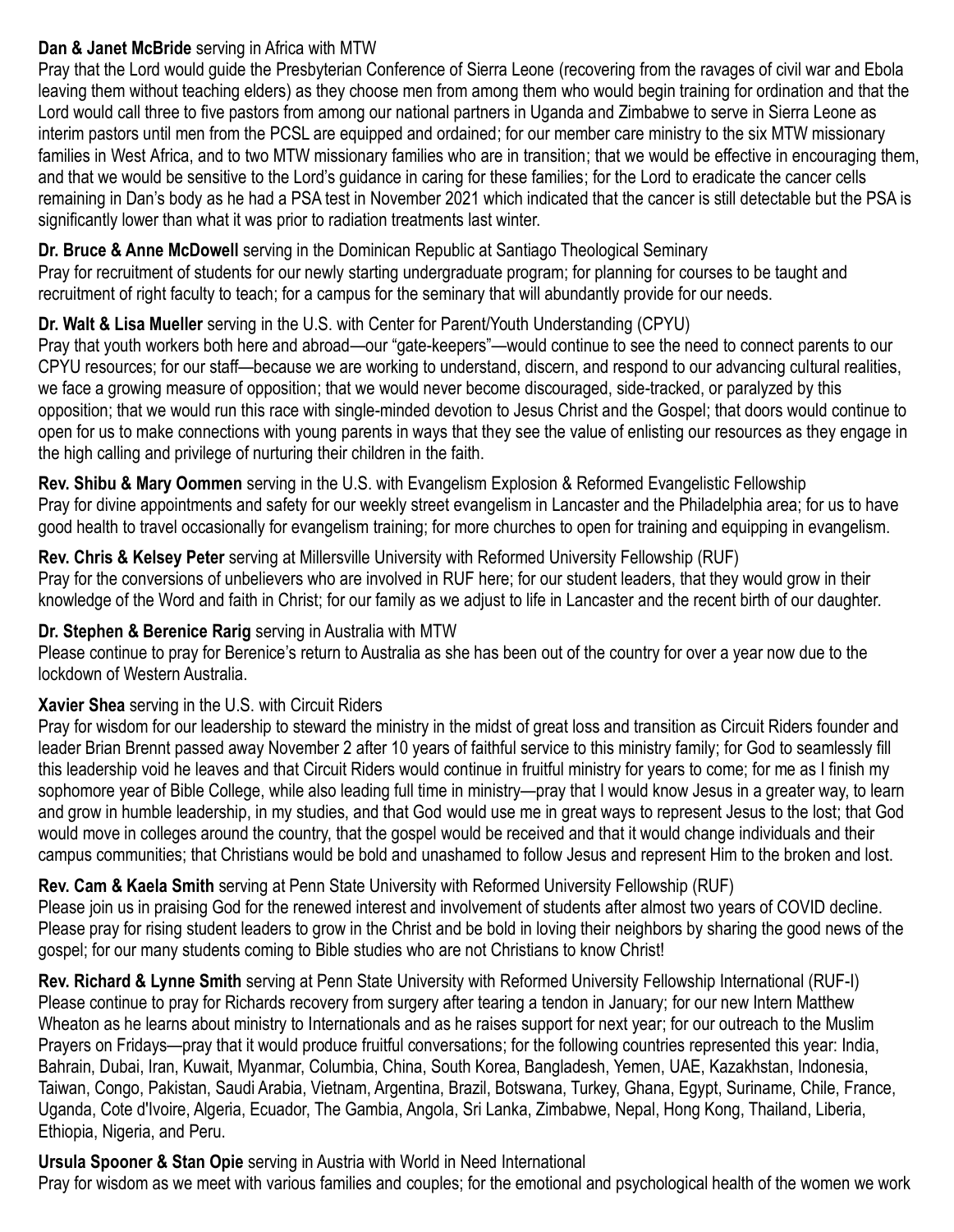**Dan & Janet McBride** serving in Africa with MTW
Pray that the Lord would guide the Presbyterian Conference of Sierra Leone (recovering from the ravages of civil war and Ebola leaving them without teaching elders) as they choose men from among them who would begin training for ordination and that the Lord would call three to five pastors from among our national partners in Uganda and Zimbabwe to serve in Sierra Leone as interim pastors until men from the PCSL are equipped and ordained; for our member care ministry to the six MTW missionary families in West Africa, and to two MTW missionary families who are in transition; that we would be effective in encouraging them, and that we would be sensitive to the Lord's guidance in caring for these families; for the Lord to eradicate the cancer cells remaining in Dan's body as he had a PSA test in November 2021 which indicated that the cancer is still detectable but the PSA is significantly lower than what it was prior to radiation treatments last winter.

**Dr. Bruce & Anne McDowell** serving in the Dominican Republic at Santiago Theological Seminary
Pray for recruitment of students for our newly starting undergraduate program; for planning for courses to be taught and recruitment of right faculty to teach; for a campus for the seminary that will abundantly provide for our needs.

**Dr. Walt & Lisa Mueller** serving in the U.S. with Center for Parent/Youth Understanding (CPYU)
Pray that youth workers both here and abroad—our "gate-keepers"—would continue to see the need to connect parents to our CPYU resources; for our staff—because we are working to understand, discern, and respond to our advancing cultural realities, we face a growing measure of opposition; that we would never become discouraged, side-tracked, or paralyzed by this opposition; that we would run this race with single-minded devotion to Jesus Christ and the Gospel; that doors would continue to open for us to make connections with young parents in ways that they see the value of enlisting our resources as they engage in the high calling and privilege of nurturing their children in the faith.

**Rev. Shibu & Mary Oommen** serving in the U.S. with Evangelism Explosion & Reformed Evangelistic Fellowship
Pray for divine appointments and safety for our weekly street evangelism in Lancaster and the Philadelphia area; for us to have good health to travel occasionally for evangelism training; for more churches to open for training and equipping in evangelism.

**Rev. Chris & Kelsey Peter** serving at Millersville University with Reformed University Fellowship (RUF)
Pray for the conversions of unbelievers who are involved in RUF here; for our student leaders, that they would grow in their knowledge of the Word and faith in Christ; for our family as we adjust to life in Lancaster and the recent birth of our daughter.

**Dr. Stephen & Berenice Rarig** serving in Australia with MTW
Please continue to pray for Berenice's return to Australia as she has been out of the country for over a year now due to the lockdown of Western Australia.

**Xavier Shea** serving in the U.S. with Circuit Riders
Pray for wisdom for our leadership to steward the ministry in the midst of great loss and transition as Circuit Riders founder and leader Brian Brennt passed away November 2 after 10 years of faithful service to this ministry family; for God to seamlessly fill this leadership void he leaves and that Circuit Riders would continue in fruitful ministry for years to come; for me as I finish my sophomore year of Bible College, while also leading full time in ministry—pray that I would know Jesus in a greater way, to learn and grow in humble leadership, in my studies, and that God would use me in great ways to represent Jesus to the lost; that God would move in colleges around the country, that the gospel would be received and that it would change individuals and their campus communities; that Christians would be bold and unashamed to follow Jesus and represent Him to the broken and lost.

**Rev. Cam & Kaela Smith** serving at Penn State University with Reformed University Fellowship (RUF)
Please join us in praising God for the renewed interest and involvement of students after almost two years of COVID decline. Please pray for rising student leaders to grow in the Christ and be bold in loving their neighbors by sharing the good news of the gospel; for our many students coming to Bible studies who are not Christians to know Christ!

**Rev. Richard & Lynne Smith** serving at Penn State University with Reformed University Fellowship International (RUF-I)
Please continue to pray for Richards recovery from surgery after tearing a tendon in January; for our new Intern Matthew Wheaton as he learns about ministry to Internationals and as he raises support for next year; for our outreach to the Muslim Prayers on Fridays—pray that it would produce fruitful conversations; for the following countries represented this year: India, Bahrain, Dubai, Iran, Kuwait, Myanmar, Columbia, China, South Korea, Bangladesh, Yemen, UAE, Kazakhstan, Indonesia, Taiwan, Congo, Pakistan, Saudi Arabia, Vietnam, Argentina, Brazil, Botswana, Turkey, Ghana, Egypt, Suriname, Chile, France, Uganda, Cote d'Ivoire, Algeria, Ecuador, The Gambia, Angola, Sri Lanka, Zimbabwe, Nepal, Hong Kong, Thailand, Liberia, Ethiopia, Nigeria, and Peru.

**Ursula Spooner & Stan Opie** serving in Austria with World in Need International
Pray for wisdom as we meet with various families and couples; for the emotional and psychological health of the women we work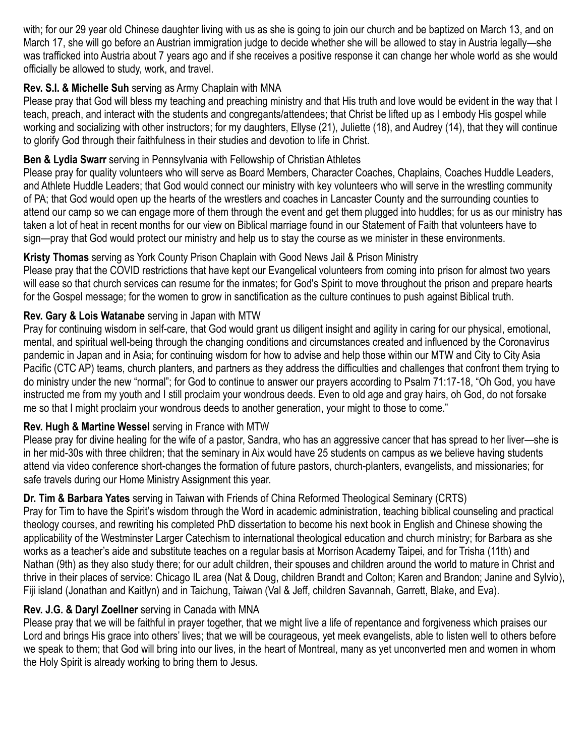with; for our 29 year old Chinese daughter living with us as she is going to join our church and be baptized on March 13, and on March 17, she will go before an Austrian immigration judge to decide whether she will be allowed to stay in Austria legally—she was trafficked into Austria about 7 years ago and if she receives a positive response it can change her whole world as she would officially be allowed to study, work, and travel.

**Rev. S.I. & Michelle Suh** serving as Army Chaplain with MNA
Please pray that God will bless my teaching and preaching ministry and that His truth and love would be evident in the way that I teach, preach, and interact with the students and congregants/attendees; that Christ be lifted up as I embody His gospel while working and socializing with other instructors; for my daughters, Ellyse (21), Juliette (18), and Audrey (14), that they will continue to glorify God through their faithfulness in their studies and devotion to life in Christ.

**Ben & Lydia Swarr** serving in Pennsylvania with Fellowship of Christian Athletes
Please pray for quality volunteers who will serve as Board Members, Character Coaches, Chaplains, Coaches Huddle Leaders, and Athlete Huddle Leaders; that God would connect our ministry with key volunteers who will serve in the wrestling community of PA; that God would open up the hearts of the wrestlers and coaches in Lancaster County and the surrounding counties to attend our camp so we can engage more of them through the event and get them plugged into huddles; for us as our ministry has taken a lot of heat in recent months for our view on Biblical marriage found in our Statement of Faith that volunteers have to sign—pray that God would protect our ministry and help us to stay the course as we minister in these environments.

**Kristy Thomas** serving as York County Prison Chaplain with Good News Jail & Prison Ministry
Please pray that the COVID restrictions that have kept our Evangelical volunteers from coming into prison for almost two years will ease so that church services can resume for the inmates; for God's Spirit to move throughout the prison and prepare hearts for the Gospel message; for the women to grow in sanctification as the culture continues to push against Biblical truth.

**Rev. Gary & Lois Watanabe** serving in Japan with MTW
Pray for continuing wisdom in self-care, that God would grant us diligent insight and agility in caring for our physical, emotional, mental, and spiritual well-being through the changing conditions and circumstances created and influenced by the Coronavirus pandemic in Japan and in Asia; for continuing wisdom for how to advise and help those within our MTW and City to City Asia Pacific (CTC AP) teams, church planters, and partners as they address the difficulties and challenges that confront them trying to do ministry under the new "normal"; for God to continue to answer our prayers according to Psalm 71:17-18, "Oh God, you have instructed me from my youth and I still proclaim your wondrous deeds. Even to old age and gray hairs, oh God, do not forsake me so that I might proclaim your wondrous deeds to another generation, your might to those to come."

**Rev. Hugh & Martine Wessel** serving in France with MTW
Please pray for divine healing for the wife of a pastor, Sandra, who has an aggressive cancer that has spread to her liver—she is in her mid-30s with three children; that the seminary in Aix would have 25 students on campus as we believe having students attend via video conference short-changes the formation of future pastors, church-planters, evangelists, and missionaries; for safe travels during our Home Ministry Assignment this year.

**Dr. Tim & Barbara Yates** serving in Taiwan with Friends of China Reformed Theological Seminary (CRTS)
Pray for Tim to have the Spirit's wisdom through the Word in academic administration, teaching biblical counseling and practical theology courses, and rewriting his completed PhD dissertation to become his next book in English and Chinese showing the applicability of the Westminster Larger Catechism to international theological education and church ministry; for Barbara as she works as a teacher's aide and substitute teaches on a regular basis at Morrison Academy Taipei, and for Trisha (11th) and Nathan (9th) as they also study there; for our adult children, their spouses and children around the world to mature in Christ and thrive in their places of service: Chicago IL area (Nat & Doug, children Brandt and Colton; Karen and Brandon; Janine and Sylvio), Fiji island (Jonathan and Kaitlyn) and in Taichung, Taiwan (Val & Jeff, children Savannah, Garrett, Blake, and Eva).

**Rev. J.G. & Daryl Zoellner** serving in Canada with MNA
Please pray that we will be faithful in prayer together, that we might live a life of repentance and forgiveness which praises our Lord and brings His grace into others' lives; that we will be courageous, yet meek evangelists, able to listen well to others before we speak to them; that God will bring into our lives, in the heart of Montreal, many as yet unconverted men and women in whom the Holy Spirit is already working to bring them to Jesus.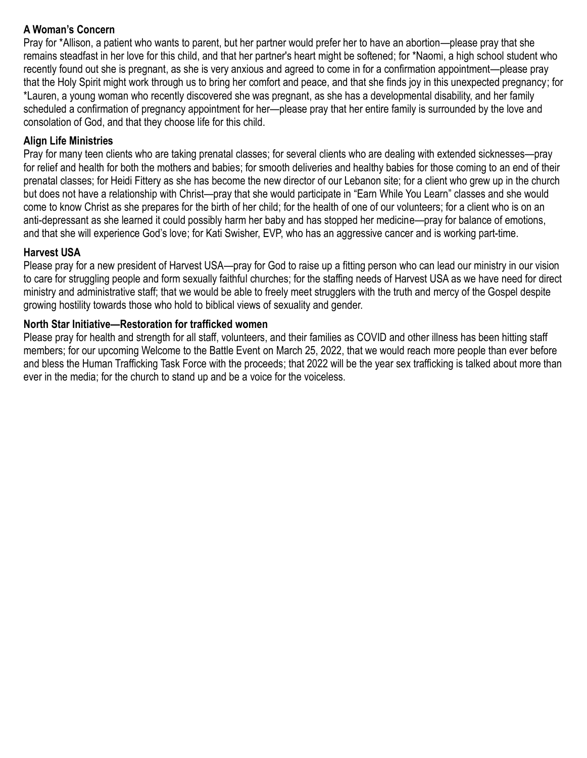**A Woman's Concern**

Pray for *Allison, a patient who wants to parent, but her partner would prefer her to have an abortion—please pray that she remains steadfast in her love for this child, and that her partner's heart might be softened; for *Naomi, a high school student who recently found out she is pregnant, as she is very anxious and agreed to come in for a confirmation appointment—please pray that the Holy Spirit might work through us to bring her comfort and peace, and that she finds joy in this unexpected pregnancy; for *Lauren, a young woman who recently discovered she was pregnant, as she has a developmental disability, and her family scheduled a confirmation of pregnancy appointment for her—please pray that her entire family is surrounded by the love and consolation of God, and that they choose life for this child.

**Align Life Ministries**

Pray for many teen clients who are taking prenatal classes; for several clients who are dealing with extended sicknesses—pray for relief and health for both the mothers and babies; for smooth deliveries and healthy babies for those coming to an end of their prenatal classes; for Heidi Fittery as she has become the new director of our Lebanon site; for a client who grew up in the church but does not have a relationship with Christ—pray that she would participate in "Earn While You Learn" classes and she would come to know Christ as she prepares for the birth of her child; for the health of one of our volunteers; for a client who is on an anti-depressant as she learned it could possibly harm her baby and has stopped her medicine—pray for balance of emotions, and that she will experience God's love; for Kati Swisher, EVP, who has an aggressive cancer and is working part-time.

**Harvest USA**

Please pray for a new president of Harvest USA—pray for God to raise up a fitting person who can lead our ministry in our vision to care for struggling people and form sexually faithful churches; for the staffing needs of Harvest USA as we have need for direct ministry and administrative staff; that we would be able to freely meet strugglers with the truth and mercy of the Gospel despite growing hostility towards those who hold to biblical views of sexuality and gender.

**North Star Initiative—Restoration for trafficked women**

Please pray for health and strength for all staff, volunteers, and their families as COVID and other illness has been hitting staff members; for our upcoming Welcome to the Battle Event on March 25, 2022, that we would reach more people than ever before and bless the Human Trafficking Task Force with the proceeds; that 2022 will be the year sex trafficking is talked about more than ever in the media; for the church to stand up and be a voice for the voiceless.